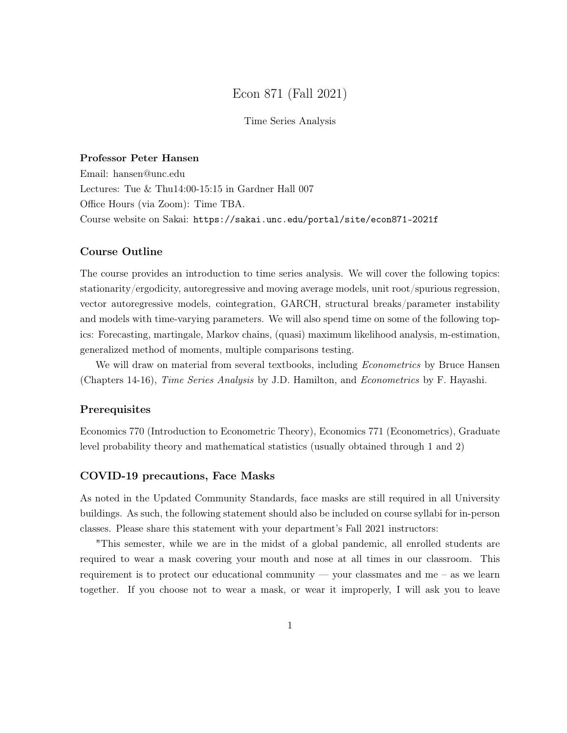# Econ 871 (Fall 2021)

Time Series Analysis

**Professor Peter Hansen**
Email: hansen@unc.edu
Lectures: Tue & Thu14:00-15:15 in Gardner Hall 007
Office Hours (via Zoom): Time TBA.
Course website on Sakai: `https://sakai.unc.edu/portal/site/econ871-2021f`

### Course Outline

The course provides an introduction to time series analysis. We will cover the following topics: stationarity/ergodicity, autoregressive and moving average models, unit root/spurious regression, vector autoregressive models, cointegration, GARCH, structural breaks/parameter instability and models with time-varying parameters. We will also spend time on some of the following topics: Forecasting, martingale, Markov chains, (quasi) maximum likelihood analysis, m-estimation, generalized method of moments, multiple comparisons testing.

We will draw on material from several textbooks, including *Econometrics* by Bruce Hansen (Chapters 14-16), *Time Series Analysis* by J.D. Hamilton, and *Econometrics* by F. Hayashi.

### Prerequisites

Economics 770 (Introduction to Econometric Theory), Economics 771 (Econometrics), Graduate level probability theory and mathematical statistics (usually obtained through 1 and 2)

### COVID-19 precautions, Face Masks

As noted in the Updated Community Standards, face masks are still required in all University buildings. As such, the following statement should also be included on course syllabi for in-person classes. Please share this statement with your department's Fall 2021 instructors:

"This semester, while we are in the midst of a global pandemic, all enrolled students are required to wear a mask covering your mouth and nose at all times in our classroom. This requirement is to protect our educational community — your classmates and me – as we learn together. If you choose not to wear a mask, or wear it improperly, I will ask you to leave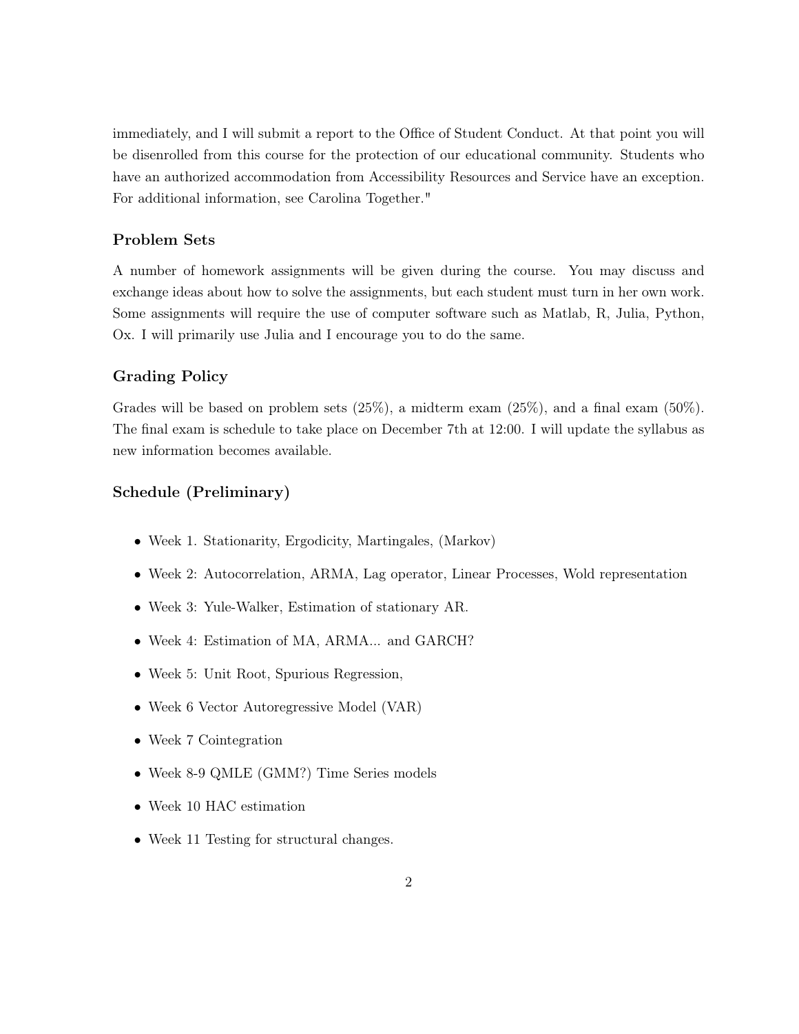immediately, and I will submit a report to the Office of Student Conduct. At that point you will be disenrolled from this course for the protection of our educational community. Students who have an authorized accommodation from Accessibility Resources and Service have an exception. For additional information, see Carolina Together."

### Problem Sets

A number of homework assignments will be given during the course. You may discuss and exchange ideas about how to solve the assignments, but each student must turn in her own work. Some assignments will require the use of computer software such as Matlab, R, Julia, Python, Ox. I will primarily use Julia and I encourage you to do the same.

### Grading Policy

Grades will be based on problem sets (25%), a midterm exam (25%), and a final exam (50%). The final exam is schedule to take place on December 7th at 12:00. I will update the syllabus as new information becomes available.

### Schedule (Preliminary)

- Week 1. Stationarity, Ergodicity, Martingales, (Markov)
- Week 2: Autocorrelation, ARMA, Lag operator, Linear Processes, Wold representation
- Week 3: Yule-Walker, Estimation of stationary AR.
- Week 4: Estimation of MA, ARMA... and GARCH?
- Week 5: Unit Root, Spurious Regression,
- Week 6 Vector Autoregressive Model (VAR)
- Week 7 Cointegration
- Week 8-9 QMLE (GMM?) Time Series models
- Week 10 HAC estimation
- Week 11 Testing for structural changes.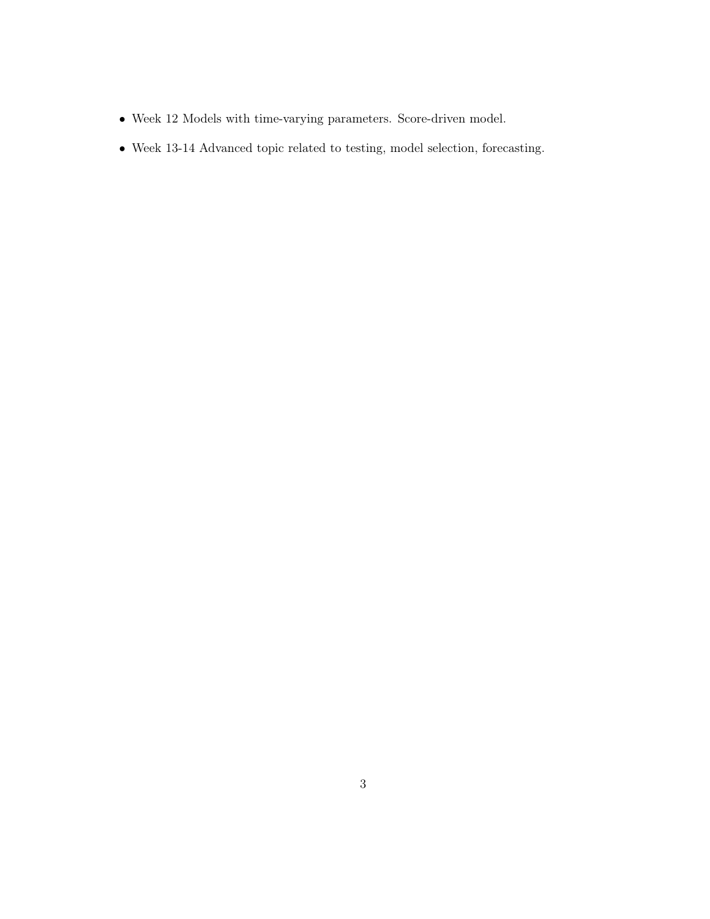- Week 12 Models with time-varying parameters. Score-driven model.
- Week 13-14 Advanced topic related to testing, model selection, forecasting.